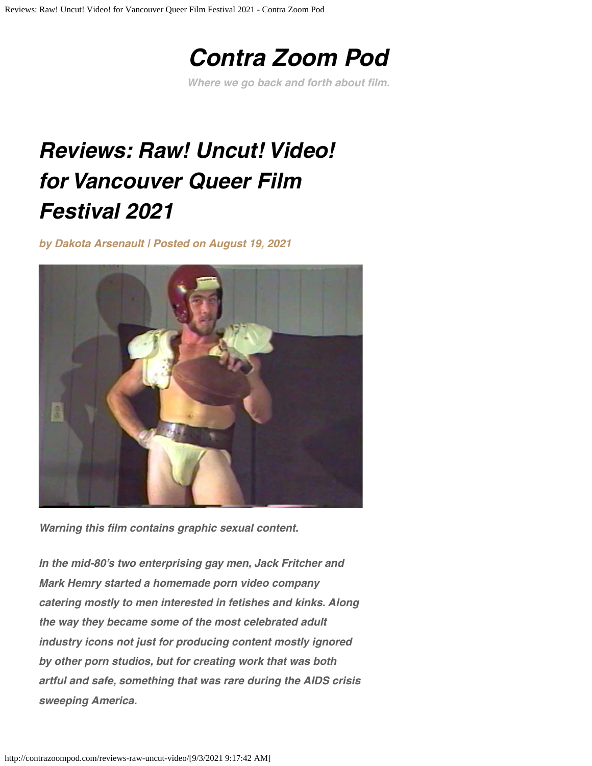# *Contra Zoom Pod*

***Where we go back and forth about film.***

## *Reviews: Raw! Uncut! Video! for Vancouver Queer Film Festival 2021*

***by Dakota Arsenault | Posted on August 19, 2021***

***Warning this film contains graphic sexual content.***

***In the mid-80's two enterprising gay men, Jack Fritcher and Mark Hemry started a homemade porn video company catering mostly to men interested in fetishes and kinks. Along the way they became some of the most celebrated adult industry icons not just for producing content mostly ignored by other porn studios, but for creating work that was both artful and safe, something that was rare during the AIDS crisis sweeping America.***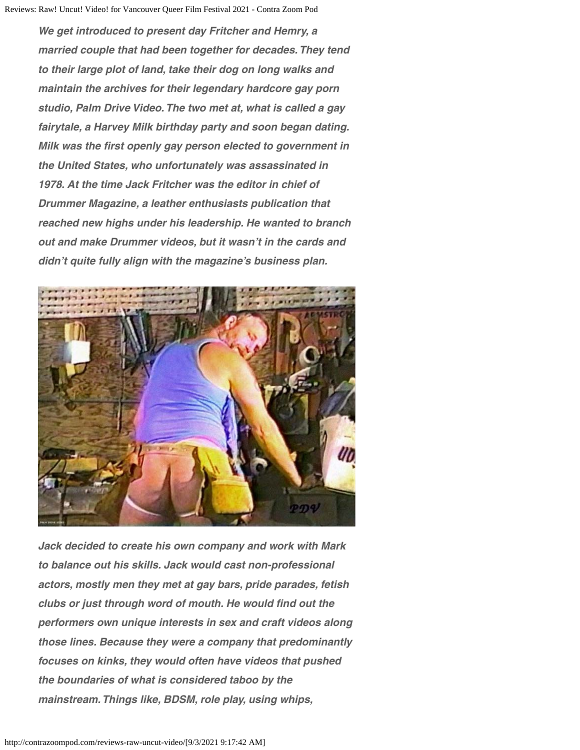*We get introduced to present day Fritcher and Hemry, a married couple that had been together for decades. They tend to their large plot of land, take their dog on long walks and maintain the archives for their legendary hardcore gay porn studio, Palm Drive Video. The two met at, what is called a gay fairytale, a Harvey Milk birthday party and soon began dating. Milk was the first openly gay person elected to government in the United States, who unfortunately was assassinated in 1978. At the time Jack Fritcher was the editor in chief of Drummer Magazine, a leather enthusiasts publication that reached new highs under his leadership. He wanted to branch out and make Drummer videos, but it wasn't in the cards and didn't quite fully align with the magazine's business plan.*

*Jack decided to create his own company and work with Mark to balance out his skills. Jack would cast non-professional actors, mostly men they met at gay bars, pride parades, fetish clubs or just through word of mouth. He would find out the performers own unique interests in sex and craft videos along those lines. Because they were a company that predominantly focuses on kinks, they would often have videos that pushed the boundaries of what is considered taboo by the mainstream. Things like, BDSM, role play, using whips,*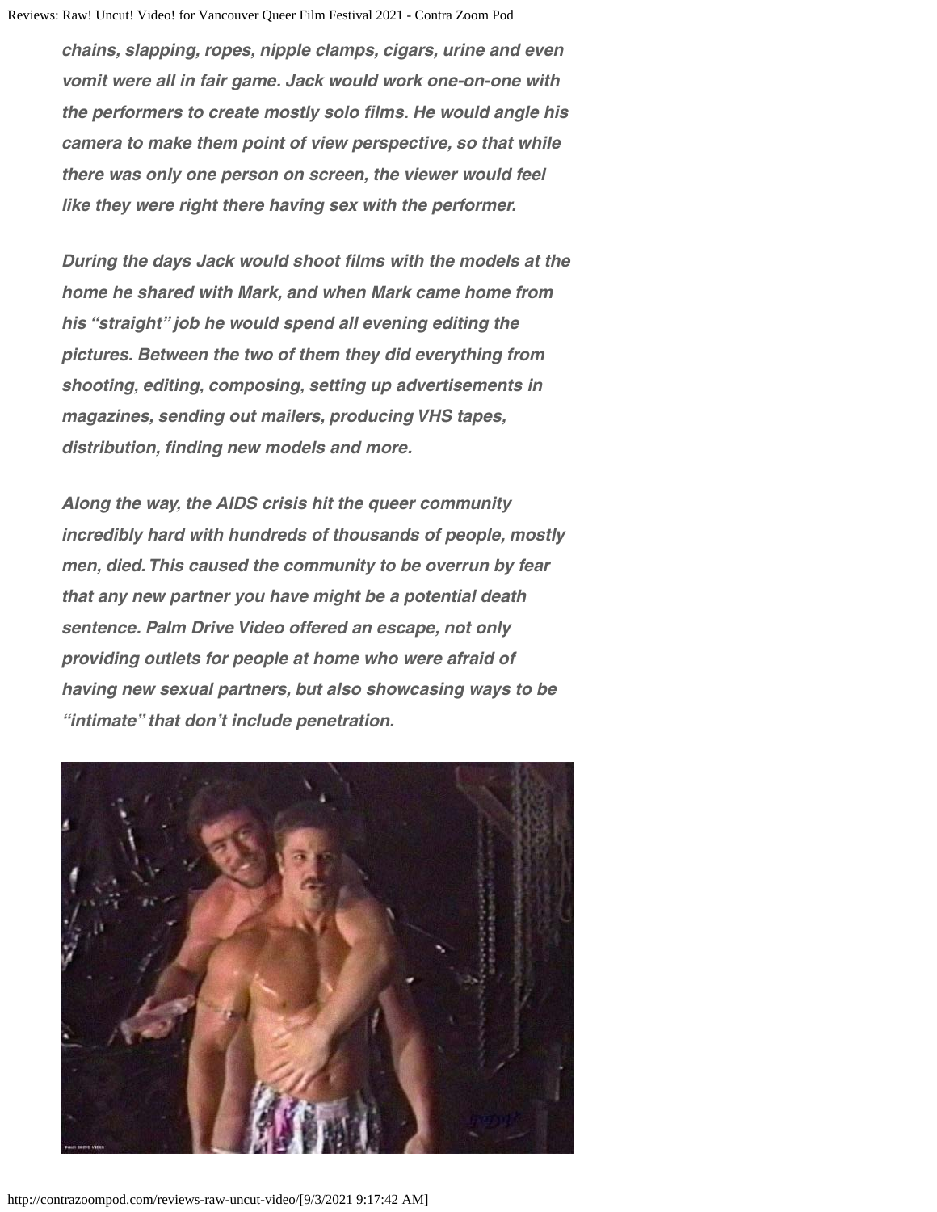***chains, slapping, ropes, nipple clamps, cigars, urine and even vomit were all in fair game. Jack would work one-on-one with the performers to create mostly solo films. He would angle his camera to make them point of view perspective, so that while there was only one person on screen, the viewer would feel like they were right there having sex with the performer.***

***During the days Jack would shoot films with the models at the home he shared with Mark, and when Mark came home from his "straight" job he would spend all evening editing the pictures. Between the two of them they did everything from shooting, editing, composing, setting up advertisements in magazines, sending out mailers, producing VHS tapes, distribution, finding new models and more.***

***Along the way, the AIDS crisis hit the queer community incredibly hard with hundreds of thousands of people, mostly men, died. This caused the community to be overrun by fear that any new partner you have might be a potential death sentence. Palm Drive Video offered an escape, not only providing outlets for people at home who were afraid of having new sexual partners, but also showcasing ways to be "intimate" that don't include penetration.***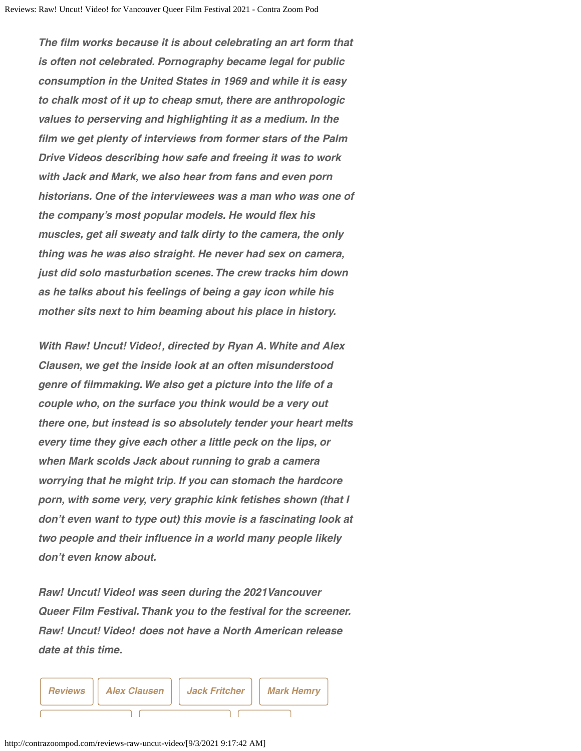*The film works because it is about celebrating an art form that is often not celebrated. Pornography became legal for public consumption in the United States in 1969 and while it is easy to chalk most of it up to cheap smut, there are anthropologic values to perserving and highlighting it as a medium. In the film we get plenty of interviews from former stars of the Palm Drive Videos describing how safe and freeing it was to work with Jack and Mark, we also hear from fans and even porn historians. One of the interviewees was a man who was one of the company's most popular models. He would flex his muscles, get all sweaty and talk dirty to the camera, the only thing was he was also straight. He never had sex on camera, just did solo masturbation scenes. The crew tracks him down as he talks about his feelings of being a gay icon while his mother sits next to him beaming about his place in history.*

*With Raw! Uncut! Video!, directed by Ryan A. White and Alex Clausen, we get the inside look at an often misunderstood genre of filmmaking. We also get a picture into the life of a couple who, on the surface you think would be a very out there one, but instead is so absolutely tender your heart melts every time they give each other a little peck on the lips, or when Mark scolds Jack about running to grab a camera worrying that he might trip. If you can stomach the hardcore porn, with some very, very graphic kink fetishes shown (that I don't even want to type out) this movie is a fascinating look at two people and their influence in a world many people likely don't even know about.*

*Raw! Uncut! Video! was seen during the 2021Vancouver Queer Film Festival. Thank you to the festival for the screener. Raw! Uncut! Video! does not have a North American release date at this time.*

*Reviews* | *Alex Clausen* | *Jack Fritcher* | *Mark Hemry*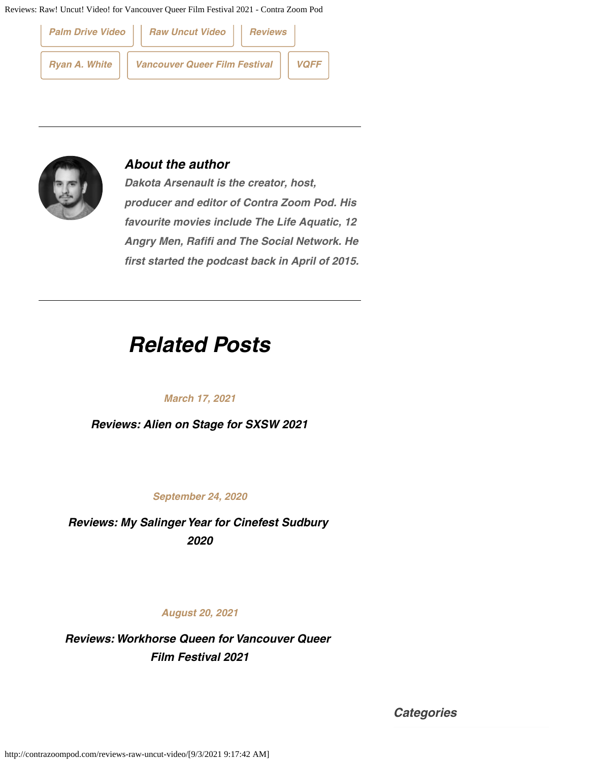Palm Drive Video | Raw Uncut Video | Reviews | Ryan A. White | Vancouver Queer Film Festival | VQFF

### *About the author*

***Dakota Arsenault is the creator, host, producer and editor of Contra Zoom Pod. His favourite movies include The Life Aquatic, 12 Angry Men, Rafifi and The Social Network. He first started the podcast back in April of 2015.***

## *Related Posts*

*March 17, 2021*

***Reviews: Alien on Stage for SXSW 2021***

*September 24, 2020*

***Reviews: My Salinger Year for Cinefest Sudbury 2020***

*August 20, 2021*

***Reviews: Workhorse Queen for Vancouver Queer Film Festival 2021***

### *Categories*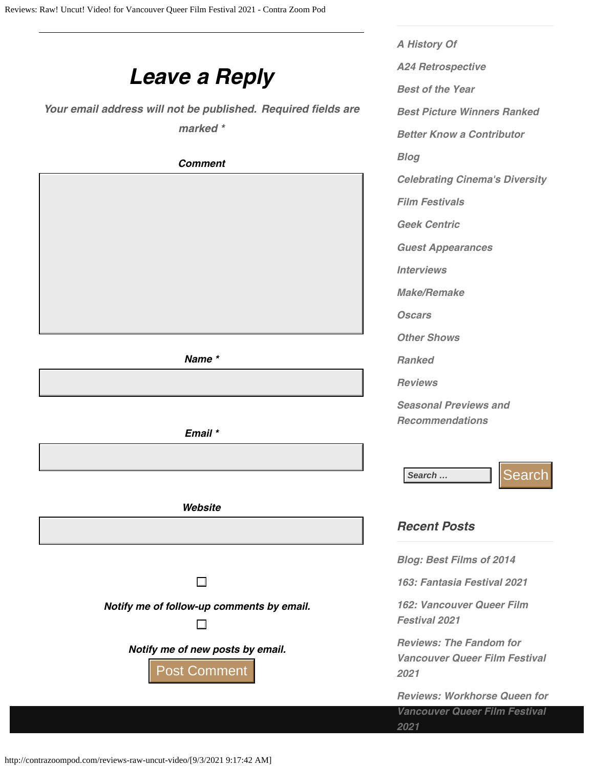## Leave a Reply

*Your email address will not be published. Required fields are marked **

**Comment**

**Name ***

**Email ***

**Website**

Notify me of follow-up comments by email.

Notify me of new posts by email.

Post Comment

A History Of

A24 Retrospective

Best of the Year

Best Picture Winners Ranked

Better Know a Contributor

Blog

Celebrating Cinema's Diversity

Film Festivals

Geek Centric

Guest Appearances

Interviews

Make/Remake

Oscars

Other Shows

Ranked

Reviews

Seasonal Previews and Recommendations

Search …

Search

### Recent Posts

Blog: Best Films of 2014

163: Fantasia Festival 2021

162: Vancouver Queer Film Festival 2021

Reviews: The Fandom for Vancouver Queer Film Festival 2021

Reviews: Workhorse Queen for Vancouver Queer Film Festival 2021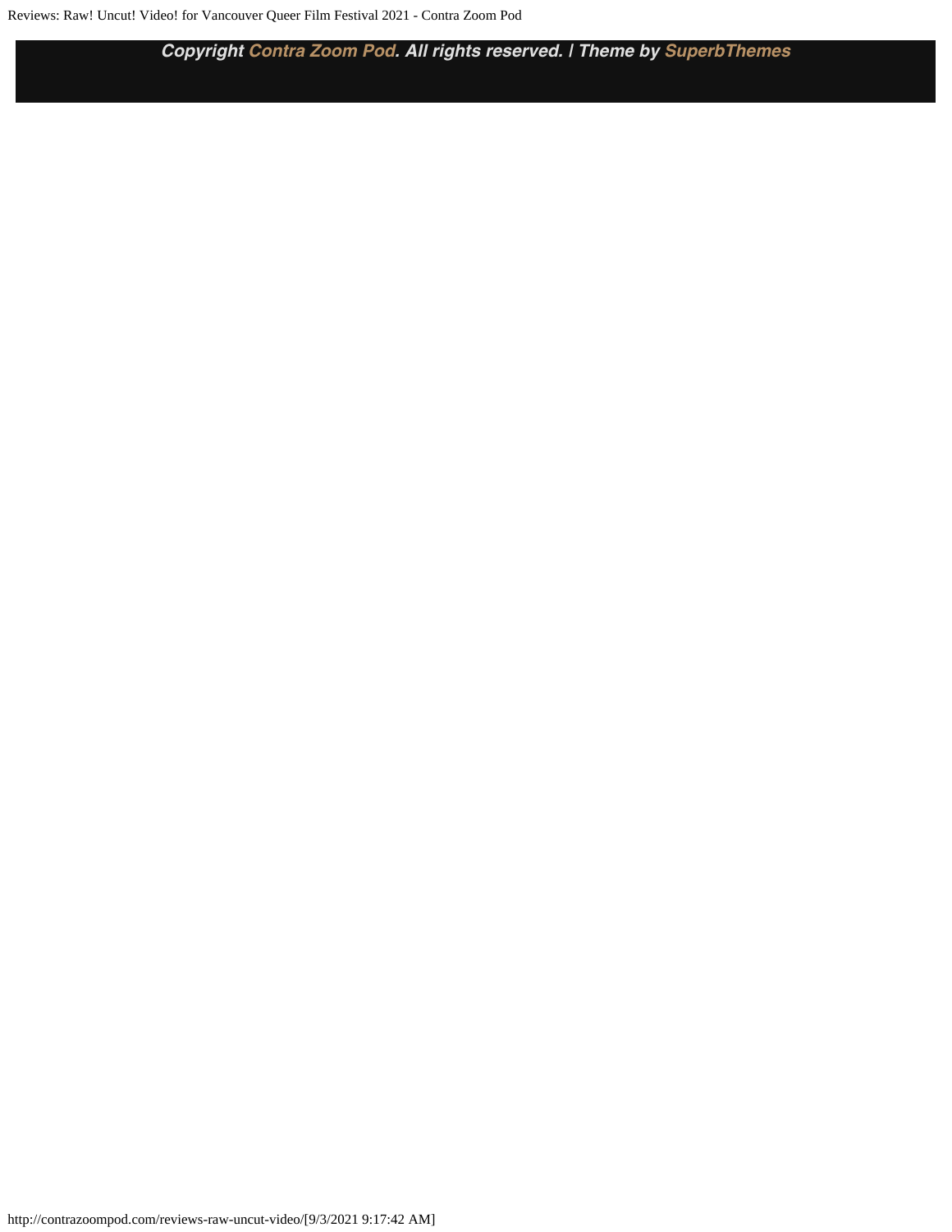***Copyright Contra Zoom Pod. All rights reserved. | Theme by SuperbThemes***